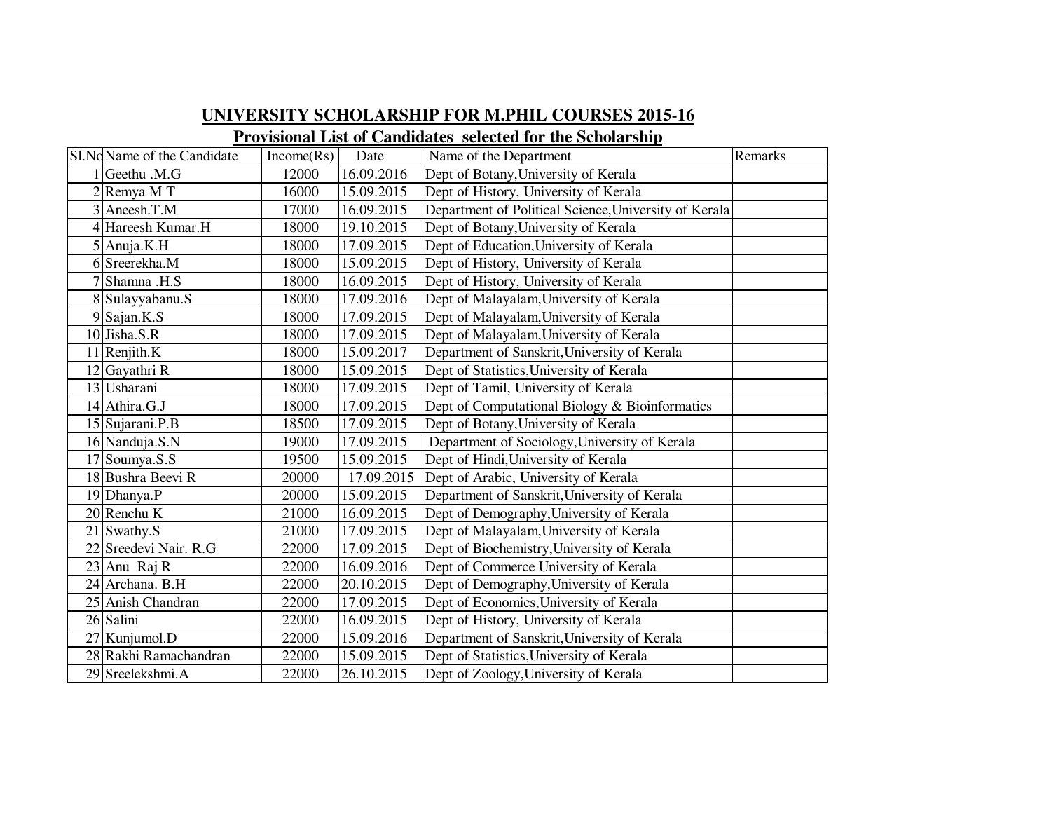## UNIVERSITY SCHOLARSHIP FOR M.PHIL COURSES 2015-16

### Provisional List of Candidates selected for the Scholarship

| Sl.No | Name of the Candidate | Income(Rs) | Date | Name of the Department | Remarks |
|---|---|---|---|---|---|
| 1 | Geethu .M.G | 12000 | 16.09.2016 | Dept of Botany,University of Kerala | |
| 2 | Remya M T | 16000 | 15.09.2015 | Dept of History, University of Kerala | |
| 3 | Aneesh.T.M | 17000 | 16.09.2015 | Department of Political Science,University of Kerala | |
| 4 | Hareesh Kumar.H | 18000 | 19.10.2015 | Dept of Botany,University of Kerala | |
| 5 | Anuja.K.H | 18000 | 17.09.2015 | Dept of Education,University of Kerala | |
| 6 | Sreerekha.M | 18000 | 15.09.2015 | Dept of History, University of Kerala | |
| 7 | Shamna .H.S | 18000 | 16.09.2015 | Dept of History, University of Kerala | |
| 8 | Sulayyabanu.S | 18000 | 17.09.2016 | Dept of Malayalam,University of Kerala | |
| 9 | Sajan.K.S | 18000 | 17.09.2015 | Dept of Malayalam,University of Kerala | |
| 10 | Jisha.S.R | 18000 | 17.09.2015 | Dept of Malayalam,University of Kerala | |
| 11 | Renjith.K | 18000 | 15.09.2017 | Department of Sanskrit,University of Kerala | |
| 12 | Gayathri R | 18000 | 15.09.2015 | Dept of Statistics,University of Kerala | |
| 13 | Usharani | 18000 | 17.09.2015 | Dept of Tamil, University of Kerala | |
| 14 | Athira.G.J | 18000 | 17.09.2015 | Dept of Computational Biology & Bioinformatics | |
| 15 | Sujarani.P.B | 18500 | 17.09.2015 | Dept of Botany,University of Kerala | |
| 16 | Nanduja.S.N | 19000 | 17.09.2015 | Department of Sociology,University of Kerala | |
| 17 | Soumya.S.S | 19500 | 15.09.2015 | Dept of Hindi,University of Kerala | |
| 18 | Bushra Beevi R | 20000 | 17.09.2015 | Dept of Arabic, University of Kerala | |
| 19 | Dhanya.P | 20000 | 15.09.2015 | Department of Sanskrit,University of Kerala | |
| 20 | Renchu K | 21000 | 16.09.2015 | Dept of Demography,University of Kerala | |
| 21 | Swathy.S | 21000 | 17.09.2015 | Dept of Malayalam,University of Kerala | |
| 22 | Sreedevi Nair. R.G | 22000 | 17.09.2015 | Dept of Biochemistry,University of Kerala | |
| 23 | Anu Raj R | 22000 | 16.09.2016 | Dept of Commerce University of Kerala | |
| 24 | Archana. B.H | 22000 | 20.10.2015 | Dept of Demography,University of Kerala | |
| 25 | Anish Chandran | 22000 | 17.09.2015 | Dept of Economics,University of Kerala | |
| 26 | Salini | 22000 | 16.09.2015 | Dept of History, University of Kerala | |
| 27 | Kunjumol.D | 22000 | 15.09.2016 | Department of Sanskrit,University of Kerala | |
| 28 | Rakhi Ramachandran | 22000 | 15.09.2015 | Dept of Statistics,University of Kerala | |
| 29 | Sreelekshmi.A | 22000 | 26.10.2015 | Dept of Zoology,University of Kerala | |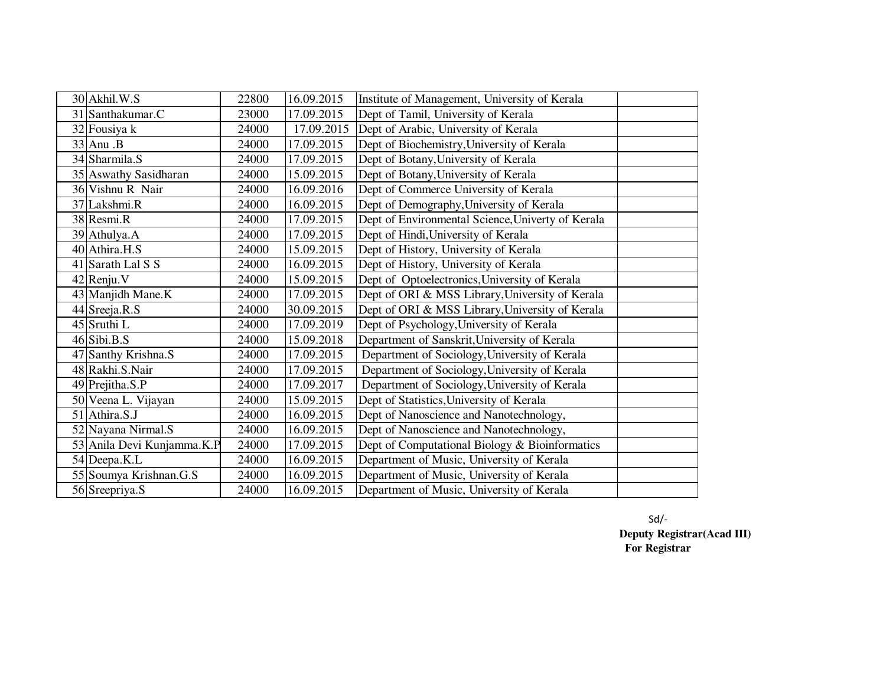| | | | | | |
|---|---|---|---|---|---|
| 30 | Akhil.W.S | 22800 | 16.09.2015 | Institute of Management, University of Kerala | |
| 31 | Santhakumar.C | 23000 | 17.09.2015 | Dept of Tamil, University of Kerala | |
| 32 | Fousiya k | 24000 | 17.09.2015 | Dept of Arabic, University of Kerala | |
| 33 | Anu .B | 24000 | 17.09.2015 | Dept of Biochemistry,University of Kerala | |
| 34 | Sharmila.S | 24000 | 17.09.2015 | Dept of Botany,University of Kerala | |
| 35 | Aswathy Sasidharan | 24000 | 15.09.2015 | Dept of Botany,University of Kerala | |
| 36 | Vishnu R Nair | 24000 | 16.09.2016 | Dept of Commerce University of Kerala | |
| 37 | Lakshmi.R | 24000 | 16.09.2015 | Dept of Demography,University of Kerala | |
| 38 | Resmi.R | 24000 | 17.09.2015 | Dept of Environmental Science,Univerty of Kerala | |
| 39 | Athulya.A | 24000 | 17.09.2015 | Dept of Hindi,University of Kerala | |
| 40 | Athira.H.S | 24000 | 15.09.2015 | Dept of History, University of Kerala | |
| 41 | Sarath Lal S S | 24000 | 16.09.2015 | Dept of History, University of Kerala | |
| 42 | Renju.V | 24000 | 15.09.2015 | Dept of Optoelectronics,University of Kerala | |
| 43 | Manjidh Mane.K | 24000 | 17.09.2015 | Dept of ORI & MSS Library,University of Kerala | |
| 44 | Sreeja.R.S | 24000 | 30.09.2015 | Dept of ORI & MSS Library,University of Kerala | |
| 45 | Sruthi L | 24000 | 17.09.2019 | Dept of Psychology,University of Kerala | |
| 46 | Sibi.B.S | 24000 | 15.09.2018 | Department of Sanskrit,University of Kerala | |
| 47 | Santhy Krishna.S | 24000 | 17.09.2015 | Department of Sociology,University of Kerala | |
| 48 | Rakhi.S.Nair | 24000 | 17.09.2015 | Department of Sociology,University of Kerala | |
| 49 | Prejitha.S.P | 24000 | 17.09.2017 | Department of Sociology,University of Kerala | |
| 50 | Veena L. Vijayan | 24000 | 15.09.2015 | Dept of Statistics,University of Kerala | |
| 51 | Athira.S.J | 24000 | 16.09.2015 | Dept of Nanoscience and Nanotechnology, | |
| 52 | Nayana Nirmal.S | 24000 | 16.09.2015 | Dept of Nanoscience and Nanotechnology, | |
| 53 | Anila Devi Kunjamma.K.P | 24000 | 17.09.2015 | Dept of Computational Biology & Bioinformatics | |
| 54 | Deepa.K.L | 24000 | 16.09.2015 | Department of Music, University of Kerala | |
| 55 | Soumya Krishnan.G.S | 24000 | 16.09.2015 | Department of Music, University of Kerala | |
| 56 | Sreepriya.S | 24000 | 16.09.2015 | Department of Music, University of Kerala | |

Sd/-

**Deputy Registrar(Acad III)**

**For Registrar**